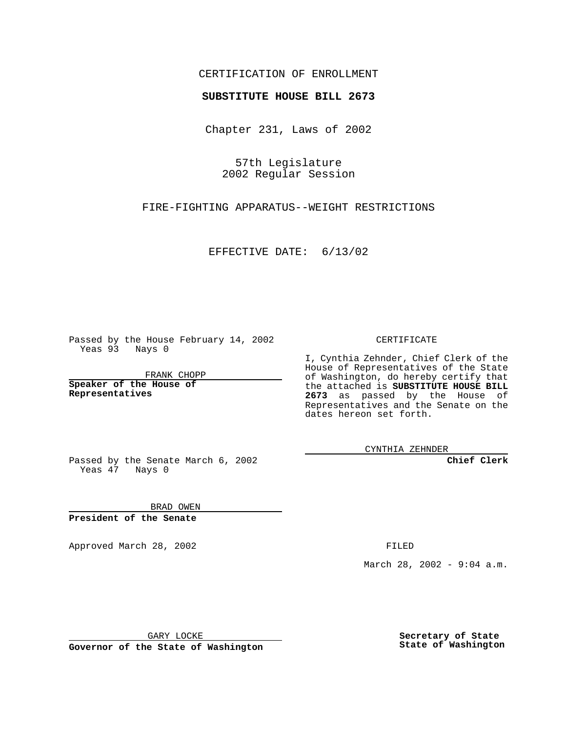CERTIFICATION OF ENROLLMENT

**SUBSTITUTE HOUSE BILL 2673**

Chapter 231, Laws of 2002

57th Legislature
2002 Regular Session

FIRE-FIGHTING APPARATUS--WEIGHT RESTRICTIONS

EFFECTIVE DATE: 6/13/02

Passed by the House February 14, 2002
Yeas 93 Nays 0

FRANK CHOPP

**Speaker of the House of Representatives**

Passed by the Senate March 6, 2002
Yeas 47 Nays 0

BRAD OWEN

**President of the Senate**

Approved March 28, 2002

GARY LOCKE

**Governor of the State of Washington**

CERTIFICATE

I, Cynthia Zehnder, Chief Clerk of the House of Representatives of the State of Washington, do hereby certify that the attached is **SUBSTITUTE HOUSE BILL 2673** as passed by the House of Representatives and the Senate on the dates hereon set forth.

CYNTHIA ZEHNDER

**Chief Clerk**

FILED

March 28, 2002 - 9:04 a.m.

**Secretary of State**
**State of Washington**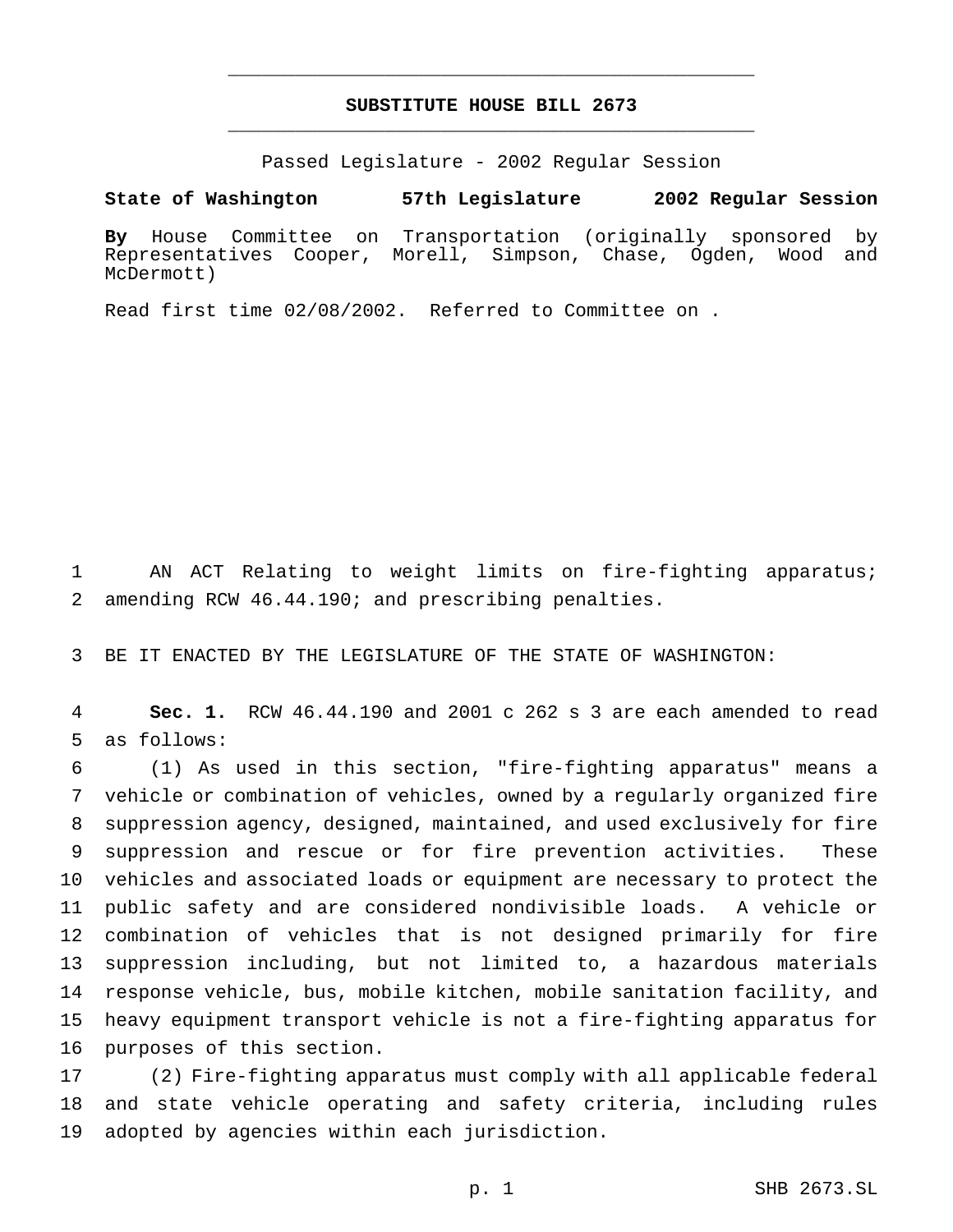# SUBSTITUTE HOUSE BILL 2673

Passed Legislature - 2002 Regular Session

**State of Washington 57th Legislature 2002 Regular Session**

**By** House Committee on Transportation (originally sponsored by Representatives Cooper, Morell, Simpson, Chase, Ogden, Wood and McDermott)

Read first time 02/08/2002. Referred to Committee on .

AN ACT Relating to weight limits on fire-fighting apparatus; amending RCW 46.44.190; and prescribing penalties.

BE IT ENACTED BY THE LEGISLATURE OF THE STATE OF WASHINGTON:

**Sec. 1.** RCW 46.44.190 and 2001 c 262 s 3 are each amended to read as follows:

(1) As used in this section, "fire-fighting apparatus" means a vehicle or combination of vehicles, owned by a regularly organized fire suppression agency, designed, maintained, and used exclusively for fire suppression and rescue or for fire prevention activities. These vehicles and associated loads or equipment are necessary to protect the public safety and are considered nondivisible loads. A vehicle or combination of vehicles that is not designed primarily for fire suppression including, but not limited to, a hazardous materials response vehicle, bus, mobile kitchen, mobile sanitation facility, and heavy equipment transport vehicle is not a fire-fighting apparatus for purposes of this section.

(2) Fire-fighting apparatus must comply with all applicable federal and state vehicle operating and safety criteria, including rules adopted by agencies within each jurisdiction.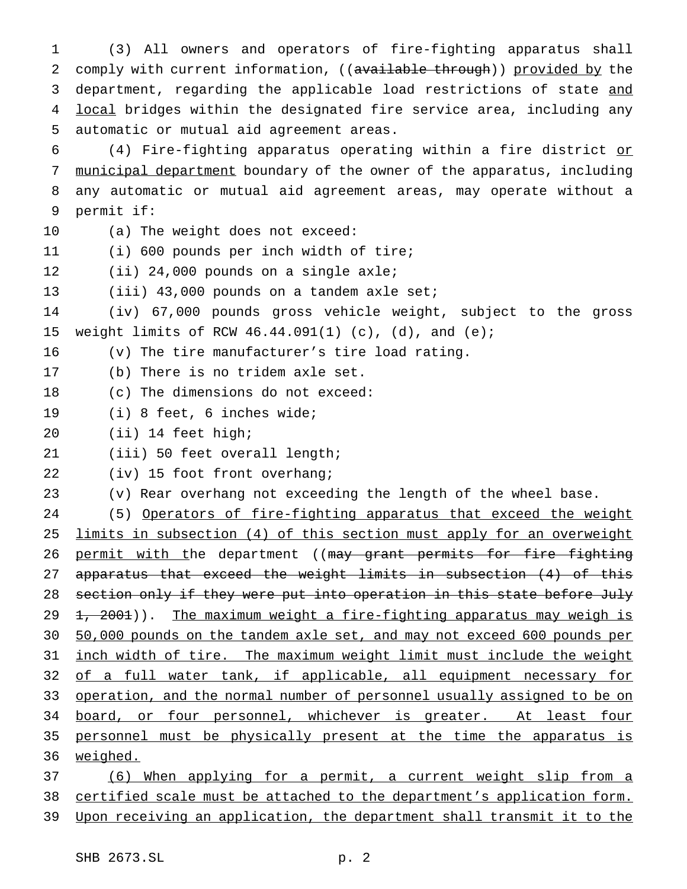(3) All owners and operators of fire-fighting apparatus shall comply with current information, ((~~available through~~)) <u>provided by</u> the department, regarding the applicable load restrictions of state <u>and local</u> bridges within the designated fire service area, including any automatic or mutual aid agreement areas.

(4) Fire-fighting apparatus operating within a fire district <u>or municipal department</u> boundary of the owner of the apparatus, including any automatic or mutual aid agreement areas, may operate without a permit if:

(a) The weight does not exceed:

(i) 600 pounds per inch width of tire;

(ii) 24,000 pounds on a single axle;

(iii) 43,000 pounds on a tandem axle set;

(iv) 67,000 pounds gross vehicle weight, subject to the gross weight limits of RCW 46.44.091(1) (c), (d), and (e);

(v) The tire manufacturer's tire load rating.

(b) There is no tridem axle set.

(c) The dimensions do not exceed:

(i) 8 feet, 6 inches wide;

(ii) 14 feet high;

(iii) 50 feet overall length;

(iv) 15 foot front overhang;

(v) Rear overhang not exceeding the length of the wheel base.

(5) <u>Operators of fire-fighting apparatus that exceed the weight limits in subsection (4) of this section must apply for an overweight permit with t</u>he department ((~~may grant permits for fire fighting apparatus that exceed the weight limits in subsection (4) of this section only if they were put into operation in this state before July 1, 2001~~)). <u>The maximum weight a fire-fighting apparatus may weigh is 50,000 pounds on the tandem axle set, and may not exceed 600 pounds per inch width of tire. The maximum weight limit must include the weight of a full water tank, if applicable, all equipment necessary for operation, and the normal number of personnel usually assigned to be on board, or four personnel, whichever is greater. At least four personnel must be physically present at the time the apparatus is weighed.</u>

<u>(6) When applying for a permit, a current weight slip from a certified scale must be attached to the department's application form. Upon receiving an application, the department shall transmit it to the</u>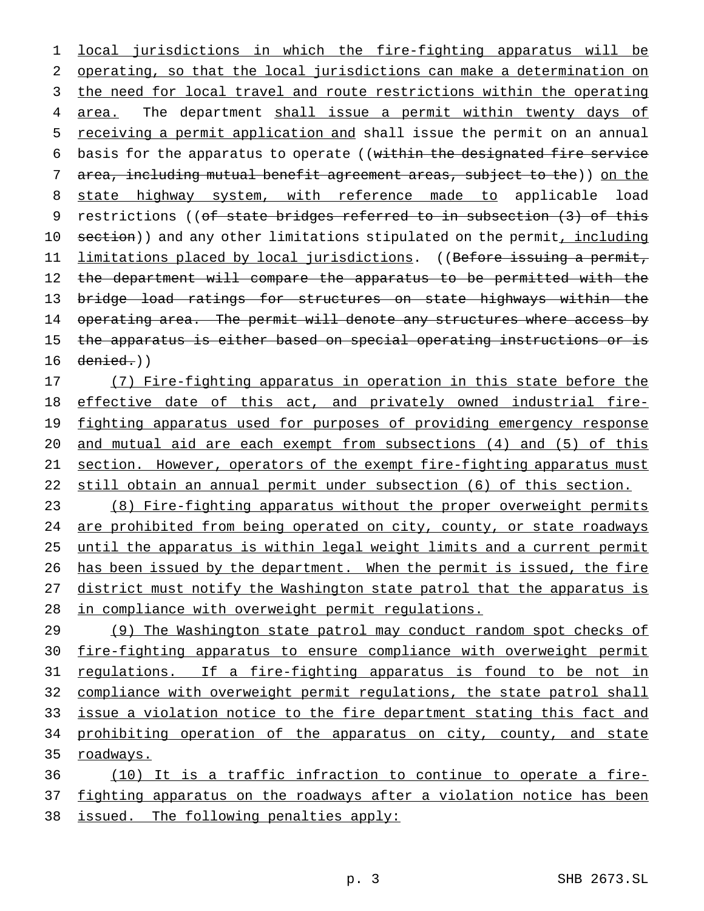local jurisdictions in which the fire-fighting apparatus will be operating, so that the local jurisdictions can make a determination on the need for local travel and route restrictions within the operating area. The department shall issue a permit within twenty days of receiving a permit application and shall issue the permit on an annual basis for the apparatus to operate ((~~within the designated fire service area, including mutual benefit agreement areas, subject to the~~)) on the state highway system, with reference made to applicable load restrictions ((~~of state bridges referred to in subsection (3) of this section~~)) and any other limitations stipulated on the permit, including limitations placed by local jurisdictions. ((~~Before issuing a permit, the department will compare the apparatus to be permitted with the bridge load ratings for structures on state highways within the operating area. The permit will denote any structures where access by the apparatus is either based on special operating instructions or is denied.~~))

(7) Fire-fighting apparatus in operation in this state before the effective date of this act, and privately owned industrial fire-fighting apparatus used for purposes of providing emergency response and mutual aid are each exempt from subsections (4) and (5) of this section. However, operators of the exempt fire-fighting apparatus must still obtain an annual permit under subsection (6) of this section.

(8) Fire-fighting apparatus without the proper overweight permits are prohibited from being operated on city, county, or state roadways until the apparatus is within legal weight limits and a current permit has been issued by the department. When the permit is issued, the fire district must notify the Washington state patrol that the apparatus is in compliance with overweight permit regulations.

(9) The Washington state patrol may conduct random spot checks of fire-fighting apparatus to ensure compliance with overweight permit regulations. If a fire-fighting apparatus is found to be not in compliance with overweight permit regulations, the state patrol shall issue a violation notice to the fire department stating this fact and prohibiting operation of the apparatus on city, county, and state roadways.

(10) It is a traffic infraction to continue to operate a fire-fighting apparatus on the roadways after a violation notice has been issued. The following penalties apply: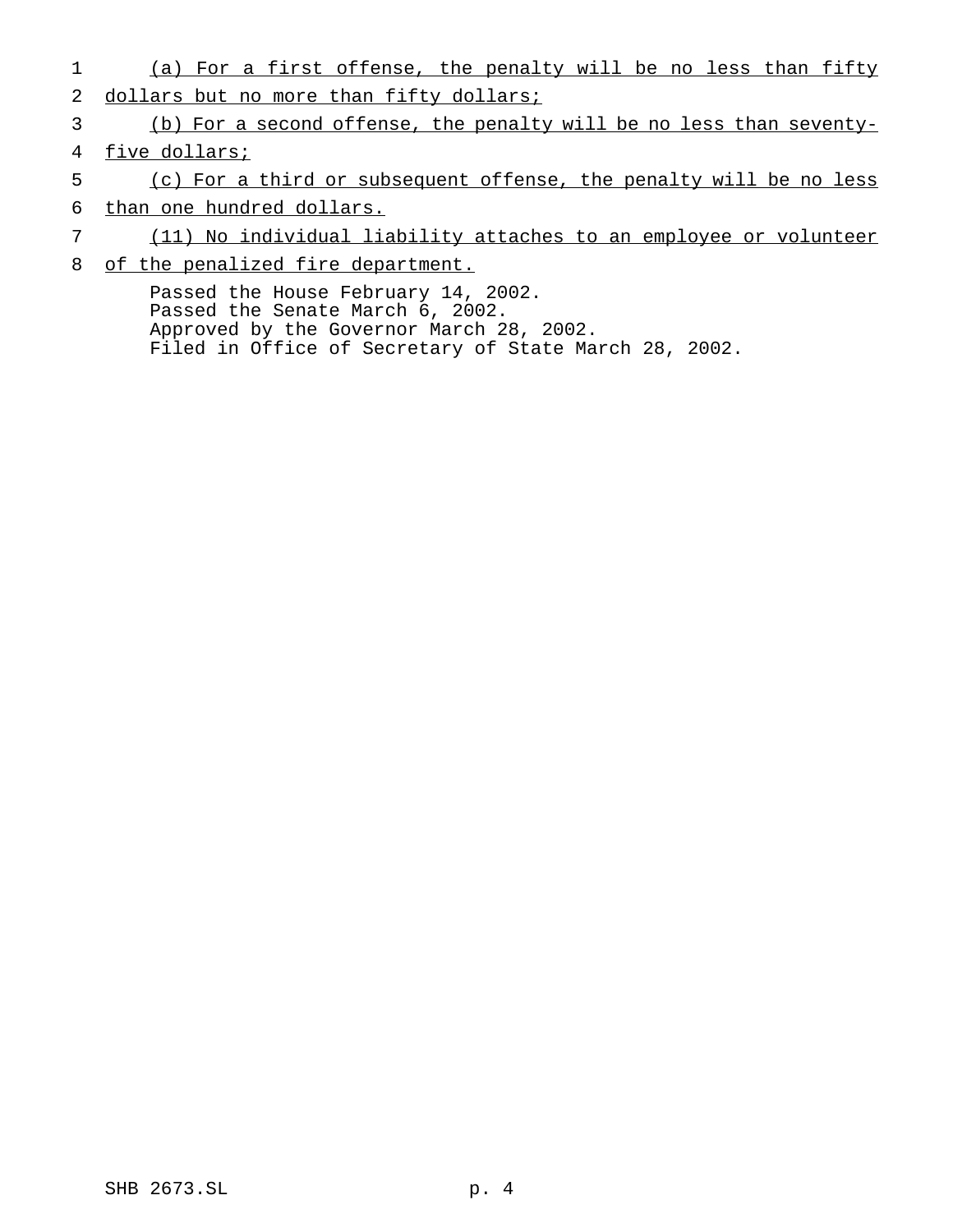(a) For a first offense, the penalty will be no less than fifty dollars but no more than fifty dollars;

(b) For a second offense, the penalty will be no less than seventy-five dollars;

(c) For a third or subsequent offense, the penalty will be no less than one hundred dollars.

(11) No individual liability attaches to an employee or volunteer of the penalized fire department.

Passed the House February 14, 2002.
Passed the Senate March 6, 2002.
Approved by the Governor March 28, 2002.
Filed in Office of Secretary of State March 28, 2002.